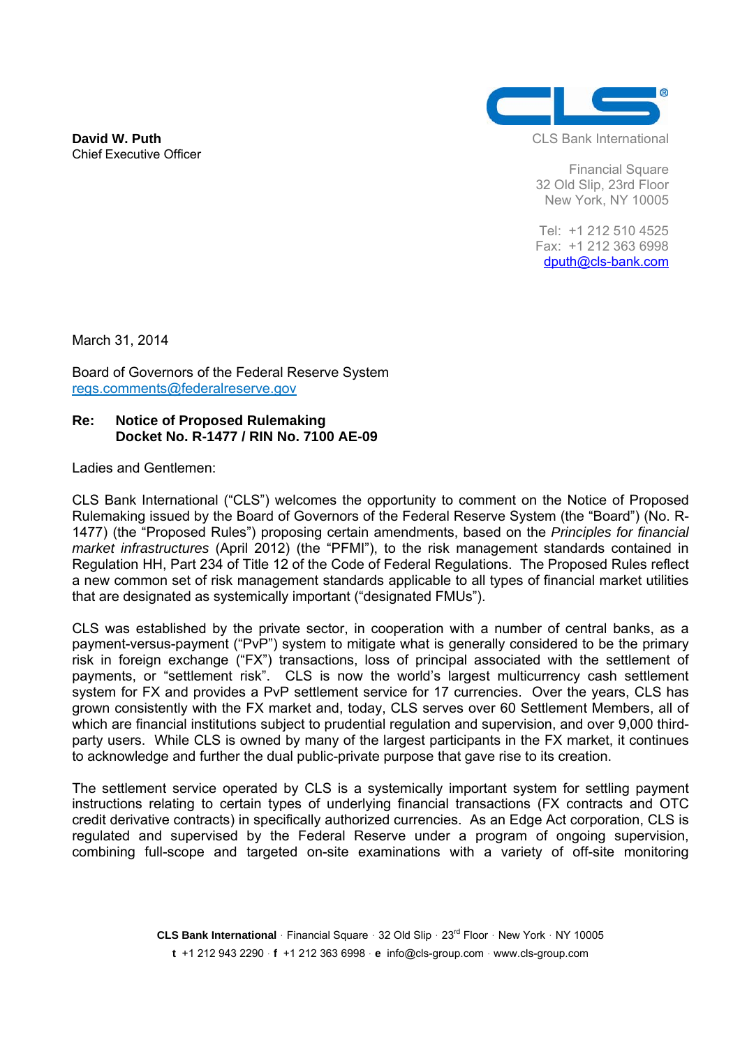**David W. Puth**
Chief Executive Officer

CLS Bank International

Financial Square
32 Old Slip, 23rd Floor
New York, NY 10005

Tel: +1 212 510 4525
Fax: +1 212 363 6998
dputh@cls-bank.com

March 31, 2014

Board of Governors of the Federal Reserve System
regs.comments@federalreserve.gov

**Re: Notice of Proposed Rulemaking**
**Docket No. R-1477 / RIN No. 7100 AE-09**

Ladies and Gentlemen:

CLS Bank International ("CLS") welcomes the opportunity to comment on the Notice of Proposed Rulemaking issued by the Board of Governors of the Federal Reserve System (the "Board") (No. R-1477) (the "Proposed Rules") proposing certain amendments, based on the *Principles for financial market infrastructures* (April 2012) (the "PFMI"), to the risk management standards contained in Regulation HH, Part 234 of Title 12 of the Code of Federal Regulations. The Proposed Rules reflect a new common set of risk management standards applicable to all types of financial market utilities that are designated as systemically important ("designated FMUs").

CLS was established by the private sector, in cooperation with a number of central banks, as a payment-versus-payment ("PvP") system to mitigate what is generally considered to be the primary risk in foreign exchange ("FX") transactions, loss of principal associated with the settlement of payments, or "settlement risk". CLS is now the world's largest multicurrency cash settlement system for FX and provides a PvP settlement service for 17 currencies. Over the years, CLS has grown consistently with the FX market and, today, CLS serves over 60 Settlement Members, all of which are financial institutions subject to prudential regulation and supervision, and over 9,000 third-party users. While CLS is owned by many of the largest participants in the FX market, it continues to acknowledge and further the dual public-private purpose that gave rise to its creation.

The settlement service operated by CLS is a systemically important system for settling payment instructions relating to certain types of underlying financial transactions (FX contracts and OTC credit derivative contracts) in specifically authorized currencies. As an Edge Act corporation, CLS is regulated and supervised by the Federal Reserve under a program of ongoing supervision, combining full-scope and targeted on-site examinations with a variety of off-site monitoring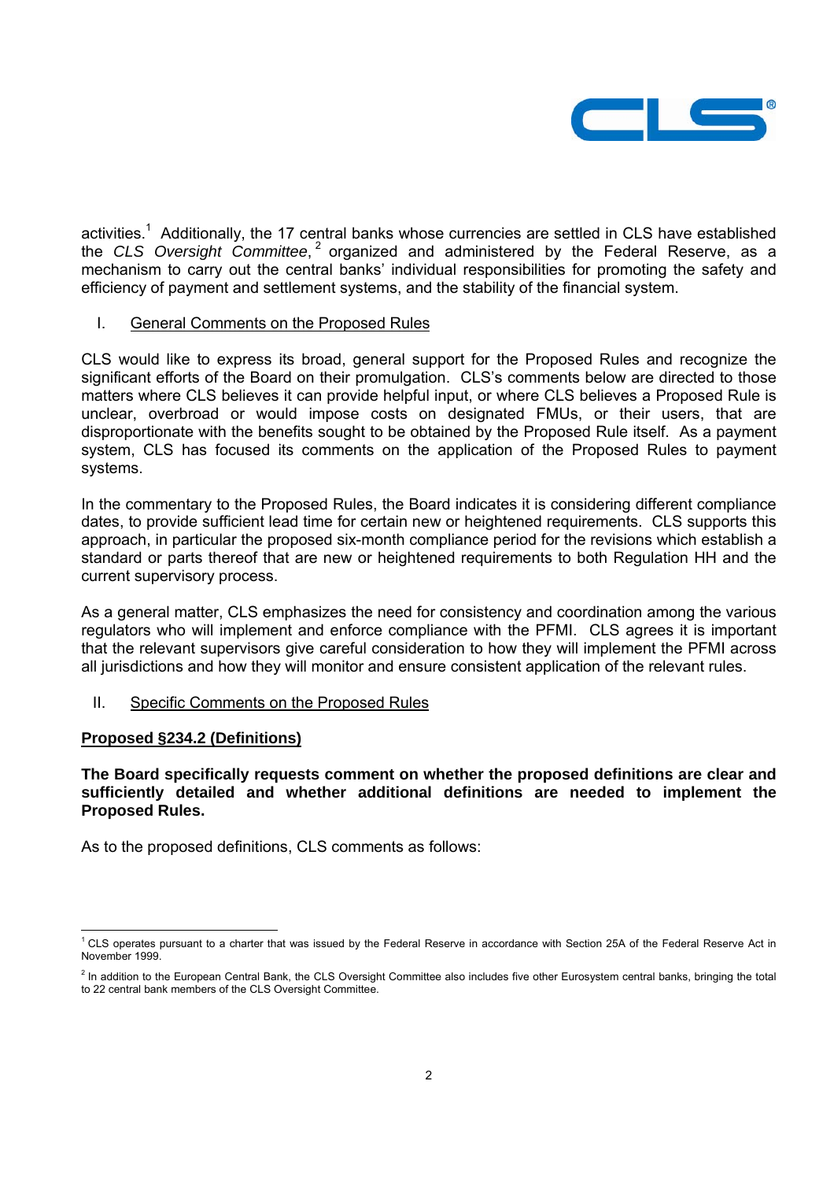activities.[1] Additionally, the 17 central banks whose currencies are settled in CLS have established the *CLS Oversight Committee*,[2] organized and administered by the Federal Reserve, as a mechanism to carry out the central banks' individual responsibilities for promoting the safety and efficiency of payment and settlement systems, and the stability of the financial system.

## I. General Comments on the Proposed Rules

CLS would like to express its broad, general support for the Proposed Rules and recognize the significant efforts of the Board on their promulgation. CLS's comments below are directed to those matters where CLS believes it can provide helpful input, or where CLS believes a Proposed Rule is unclear, overbroad or would impose costs on designated FMUs, or their users, that are disproportionate with the benefits sought to be obtained by the Proposed Rule itself. As a payment system, CLS has focused its comments on the application of the Proposed Rules to payment systems.

In the commentary to the Proposed Rules, the Board indicates it is considering different compliance dates, to provide sufficient lead time for certain new or heightened requirements. CLS supports this approach, in particular the proposed six-month compliance period for the revisions which establish a standard or parts thereof that are new or heightened requirements to both Regulation HH and the current supervisory process.

As a general matter, CLS emphasizes the need for consistency and coordination among the various regulators who will implement and enforce compliance with the PFMI. CLS agrees it is important that the relevant supervisors give careful consideration to how they will implement the PFMI across all jurisdictions and how they will monitor and ensure consistent application of the relevant rules.

## II. Specific Comments on the Proposed Rules

### Proposed §234.2 (Definitions)

**The Board specifically requests comment on whether the proposed definitions are clear and sufficiently detailed and whether additional definitions are needed to implement the Proposed Rules.**

As to the proposed definitions, CLS comments as follows:

---

[1] CLS operates pursuant to a charter that was issued by the Federal Reserve in accordance with Section 25A of the Federal Reserve Act in November 1999.

[2] In addition to the European Central Bank, the CLS Oversight Committee also includes five other Eurosystem central banks, bringing the total to 22 central bank members of the CLS Oversight Committee.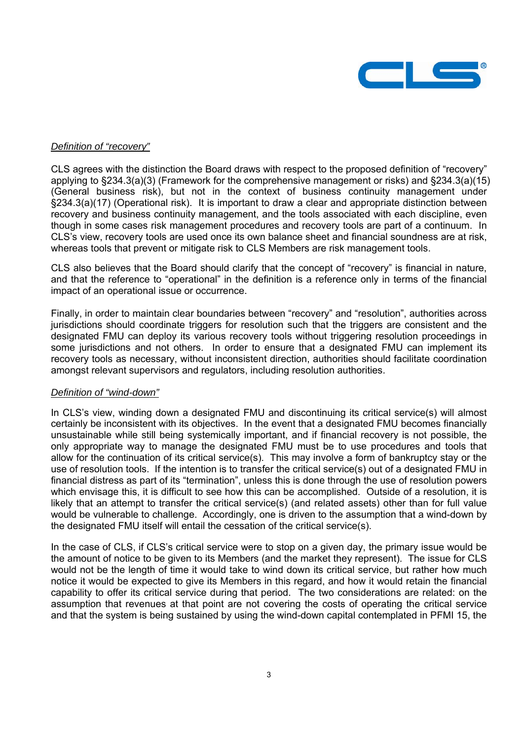*Definition of "recovery"*

CLS agrees with the distinction the Board draws with respect to the proposed definition of "recovery" applying to §234.3(a)(3) (Framework for the comprehensive management or risks) and §234.3(a)(15) (General business risk), but not in the context of business continuity management under §234.3(a)(17) (Operational risk). It is important to draw a clear and appropriate distinction between recovery and business continuity management, and the tools associated with each discipline, even though in some cases risk management procedures and recovery tools are part of a continuum. In CLS's view, recovery tools are used once its own balance sheet and financial soundness are at risk, whereas tools that prevent or mitigate risk to CLS Members are risk management tools.

CLS also believes that the Board should clarify that the concept of "recovery" is financial in nature, and that the reference to "operational" in the definition is a reference only in terms of the financial impact of an operational issue or occurrence.

Finally, in order to maintain clear boundaries between "recovery" and "resolution", authorities across jurisdictions should coordinate triggers for resolution such that the triggers are consistent and the designated FMU can deploy its various recovery tools without triggering resolution proceedings in some jurisdictions and not others. In order to ensure that a designated FMU can implement its recovery tools as necessary, without inconsistent direction, authorities should facilitate coordination amongst relevant supervisors and regulators, including resolution authorities.

*Definition of "wind-down"*

In CLS's view, winding down a designated FMU and discontinuing its critical service(s) will almost certainly be inconsistent with its objectives. In the event that a designated FMU becomes financially unsustainable while still being systemically important, and if financial recovery is not possible, the only appropriate way to manage the designated FMU must be to use procedures and tools that allow for the continuation of its critical service(s). This may involve a form of bankruptcy stay or the use of resolution tools. If the intention is to transfer the critical service(s) out of a designated FMU in financial distress as part of its "termination", unless this is done through the use of resolution powers which envisage this, it is difficult to see how this can be accomplished. Outside of a resolution, it is likely that an attempt to transfer the critical service(s) (and related assets) other than for full value would be vulnerable to challenge. Accordingly, one is driven to the assumption that a wind-down by the designated FMU itself will entail the cessation of the critical service(s).

In the case of CLS, if CLS's critical service were to stop on a given day, the primary issue would be the amount of notice to be given to its Members (and the market they represent). The issue for CLS would not be the length of time it would take to wind down its critical service, but rather how much notice it would be expected to give its Members in this regard, and how it would retain the financial capability to offer its critical service during that period. The two considerations are related: on the assumption that revenues at that point are not covering the costs of operating the critical service and that the system is being sustained by using the wind-down capital contemplated in PFMI 15, the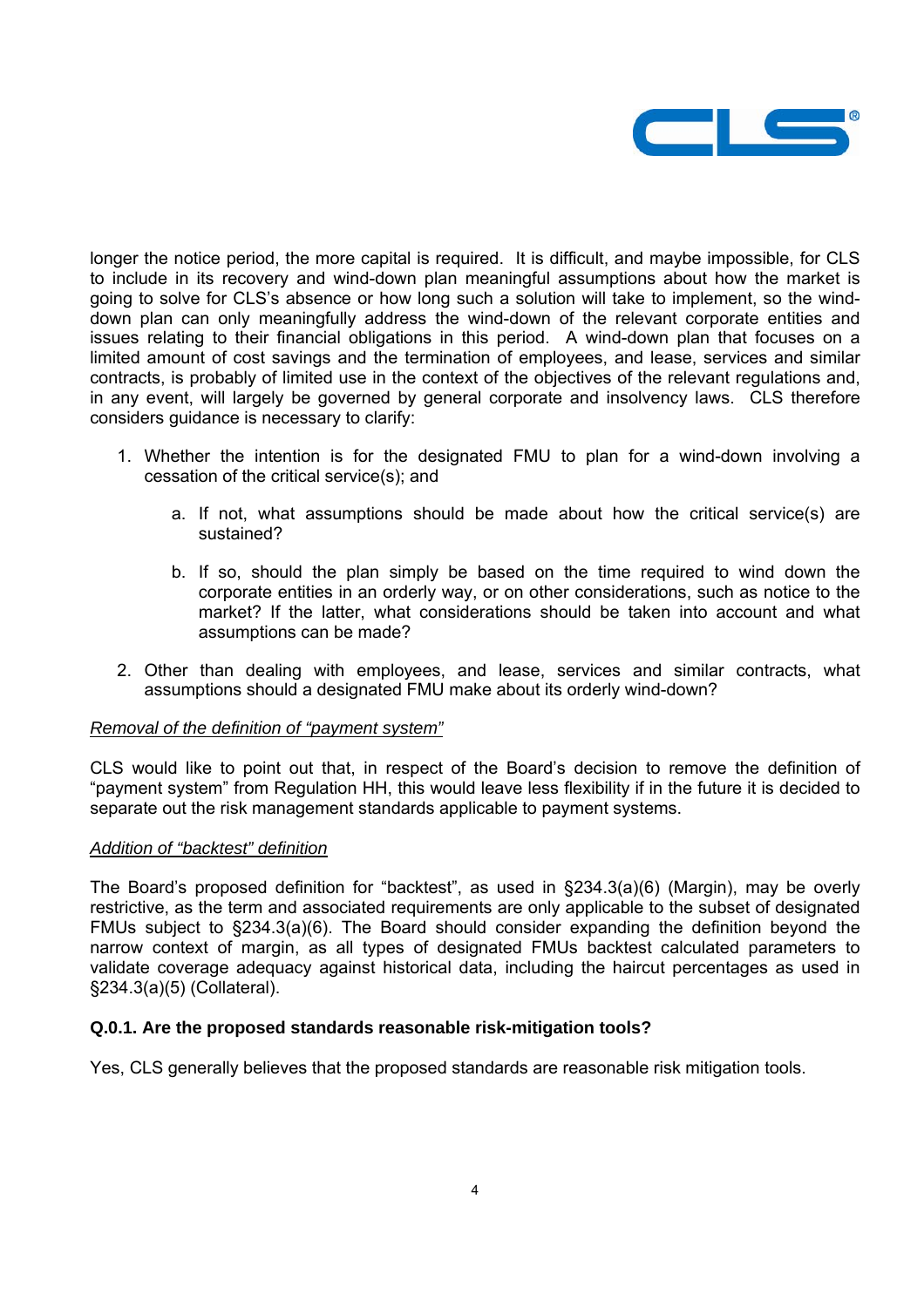longer the notice period, the more capital is required. It is difficult, and maybe impossible, for CLS to include in its recovery and wind-down plan meaningful assumptions about how the market is going to solve for CLS's absence or how long such a solution will take to implement, so the wind-down plan can only meaningfully address the wind-down of the relevant corporate entities and issues relating to their financial obligations in this period. A wind-down plan that focuses on a limited amount of cost savings and the termination of employees, and lease, services and similar contracts, is probably of limited use in the context of the objectives of the relevant regulations and, in any event, will largely be governed by general corporate and insolvency laws. CLS therefore considers guidance is necessary to clarify:

1. Whether the intention is for the designated FMU to plan for a wind-down involving a cessation of the critical service(s); and
   a. If not, what assumptions should be made about how the critical service(s) are sustained?
   b. If so, should the plan simply be based on the time required to wind down the corporate entities in an orderly way, or on other considerations, such as notice to the market? If the latter, what considerations should be taken into account and what assumptions can be made?
2. Other than dealing with employees, and lease, services and similar contracts, what assumptions should a designated FMU make about its orderly wind-down?

*Removal of the definition of "payment system"*

CLS would like to point out that, in respect of the Board's decision to remove the definition of "payment system" from Regulation HH, this would leave less flexibility if in the future it is decided to separate out the risk management standards applicable to payment systems.

*Addition of "backtest" definition*

The Board's proposed definition for "backtest", as used in §234.3(a)(6) (Margin), may be overly restrictive, as the term and associated requirements are only applicable to the subset of designated FMUs subject to §234.3(a)(6). The Board should consider expanding the definition beyond the narrow context of margin, as all types of designated FMUs backtest calculated parameters to validate coverage adequacy against historical data, including the haircut percentages as used in §234.3(a)(5) (Collateral).

**Q.0.1. Are the proposed standards reasonable risk-mitigation tools?**

Yes, CLS generally believes that the proposed standards are reasonable risk mitigation tools.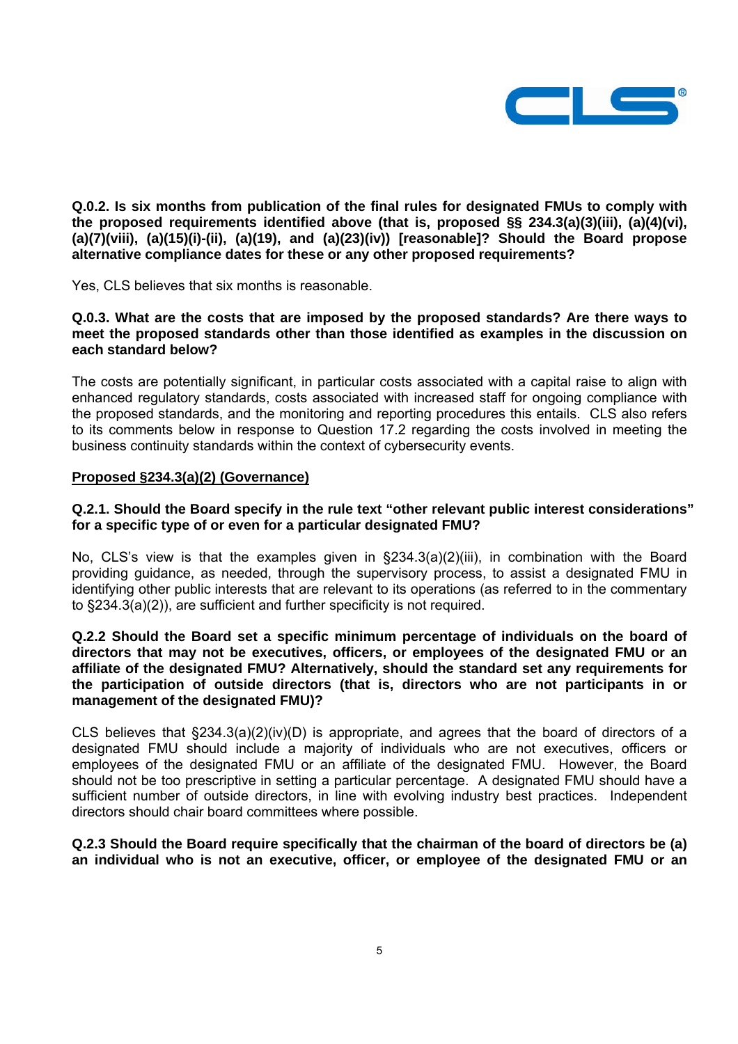**Q.0.2. Is six months from publication of the final rules for designated FMUs to comply with the proposed requirements identified above (that is, proposed §§ 234.3(a)(3)(iii), (a)(4)(vi), (a)(7)(viii), (a)(15)(i)-(ii), (a)(19), and (a)(23)(iv)) [reasonable]? Should the Board propose alternative compliance dates for these or any other proposed requirements?**

Yes, CLS believes that six months is reasonable.

**Q.0.3. What are the costs that are imposed by the proposed standards? Are there ways to meet the proposed standards other than those identified as examples in the discussion on each standard below?**

The costs are potentially significant, in particular costs associated with a capital raise to align with enhanced regulatory standards, costs associated with increased staff for ongoing compliance with the proposed standards, and the monitoring and reporting procedures this entails. CLS also refers to its comments below in response to Question 17.2 regarding the costs involved in meeting the business continuity standards within the context of cybersecurity events.

**<u>Proposed §234.3(a)(2) (Governance)</u>**

**Q.2.1. Should the Board specify in the rule text "other relevant public interest considerations" for a specific type of or even for a particular designated FMU?**

No, CLS's view is that the examples given in §234.3(a)(2)(iii), in combination with the Board providing guidance, as needed, through the supervisory process, to assist a designated FMU in identifying other public interests that are relevant to its operations (as referred to in the commentary to §234.3(a)(2)), are sufficient and further specificity is not required.

**Q.2.2 Should the Board set a specific minimum percentage of individuals on the board of directors that may not be executives, officers, or employees of the designated FMU or an affiliate of the designated FMU? Alternatively, should the standard set any requirements for the participation of outside directors (that is, directors who are not participants in or management of the designated FMU)?**

CLS believes that §234.3(a)(2)(iv)(D) is appropriate, and agrees that the board of directors of a designated FMU should include a majority of individuals who are not executives, officers or employees of the designated FMU or an affiliate of the designated FMU. However, the Board should not be too prescriptive in setting a particular percentage. A designated FMU should have a sufficient number of outside directors, in line with evolving industry best practices. Independent directors should chair board committees where possible.

**Q.2.3 Should the Board require specifically that the chairman of the board of directors be (a) an individual who is not an executive, officer, or employee of the designated FMU or an**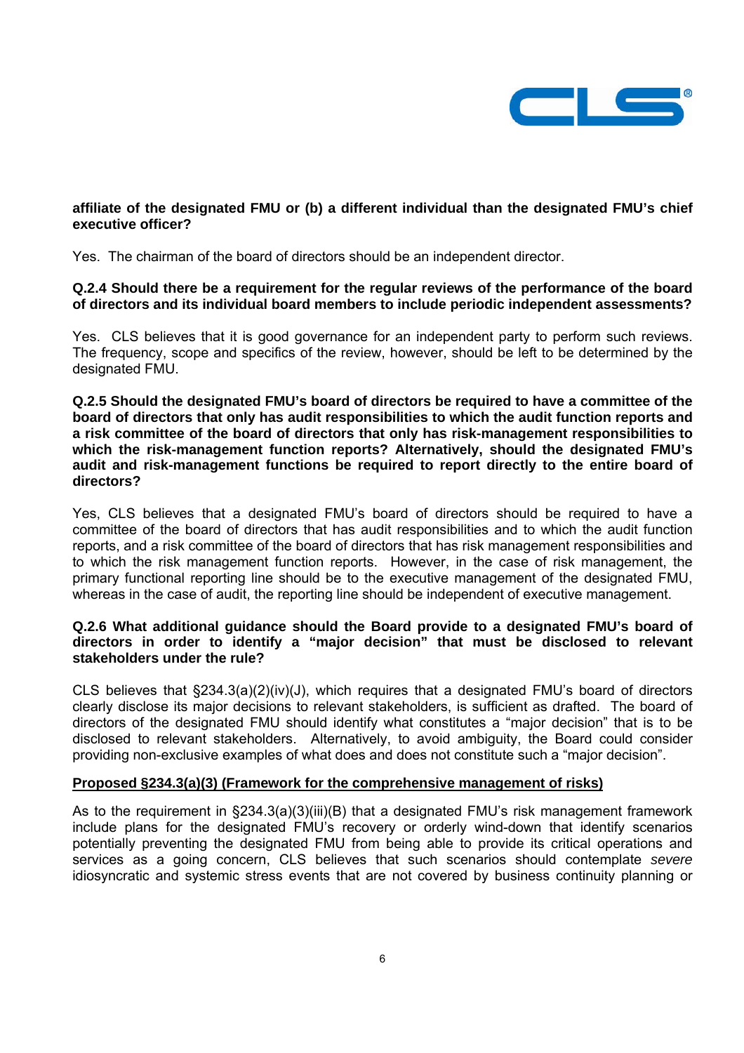**affiliate of the designated FMU or (b) a different individual than the designated FMU's chief executive officer?**

Yes. The chairman of the board of directors should be an independent director.

**Q.2.4 Should there be a requirement for the regular reviews of the performance of the board of directors and its individual board members to include periodic independent assessments?**

Yes. CLS believes that it is good governance for an independent party to perform such reviews. The frequency, scope and specifics of the review, however, should be left to be determined by the designated FMU.

**Q.2.5 Should the designated FMU's board of directors be required to have a committee of the board of directors that only has audit responsibilities to which the audit function reports and a risk committee of the board of directors that only has risk-management responsibilities to which the risk-management function reports? Alternatively, should the designated FMU's audit and risk-management functions be required to report directly to the entire board of directors?**

Yes, CLS believes that a designated FMU's board of directors should be required to have a committee of the board of directors that has audit responsibilities and to which the audit function reports, and a risk committee of the board of directors that has risk management responsibilities and to which the risk management function reports. However, in the case of risk management, the primary functional reporting line should be to the executive management of the designated FMU, whereas in the case of audit, the reporting line should be independent of executive management.

**Q.2.6 What additional guidance should the Board provide to a designated FMU's board of directors in order to identify a "major decision" that must be disclosed to relevant stakeholders under the rule?**

CLS believes that §234.3(a)(2)(iv)(J), which requires that a designated FMU's board of directors clearly disclose its major decisions to relevant stakeholders, is sufficient as drafted. The board of directors of the designated FMU should identify what constitutes a "major decision" that is to be disclosed to relevant stakeholders. Alternatively, to avoid ambiguity, the Board could consider providing non-exclusive examples of what does and does not constitute such a "major decision".

**Proposed §234.3(a)(3) (Framework for the comprehensive management of risks)**

As to the requirement in §234.3(a)(3)(iii)(B) that a designated FMU's risk management framework include plans for the designated FMU's recovery or orderly wind-down that identify scenarios potentially preventing the designated FMU from being able to provide its critical operations and services as a going concern, CLS believes that such scenarios should contemplate *severe* idiosyncratic and systemic stress events that are not covered by business continuity planning or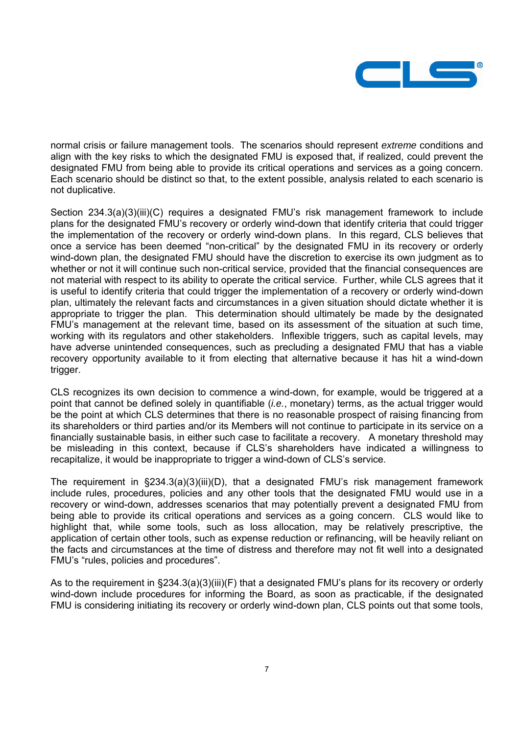normal crisis or failure management tools. The scenarios should represent *extreme* conditions and align with the key risks to which the designated FMU is exposed that, if realized, could prevent the designated FMU from being able to provide its critical operations and services as a going concern. Each scenario should be distinct so that, to the extent possible, analysis related to each scenario is not duplicative.

Section 234.3(a)(3)(iii)(C) requires a designated FMU's risk management framework to include plans for the designated FMU's recovery or orderly wind-down that identify criteria that could trigger the implementation of the recovery or orderly wind-down plans. In this regard, CLS believes that once a service has been deemed "non-critical" by the designated FMU in its recovery or orderly wind-down plan, the designated FMU should have the discretion to exercise its own judgment as to whether or not it will continue such non-critical service, provided that the financial consequences are not material with respect to its ability to operate the critical service. Further, while CLS agrees that it is useful to identify criteria that could trigger the implementation of a recovery or orderly wind-down plan, ultimately the relevant facts and circumstances in a given situation should dictate whether it is appropriate to trigger the plan. This determination should ultimately be made by the designated FMU's management at the relevant time, based on its assessment of the situation at such time, working with its regulators and other stakeholders. Inflexible triggers, such as capital levels, may have adverse unintended consequences, such as precluding a designated FMU that has a viable recovery opportunity available to it from electing that alternative because it has hit a wind-down trigger.

CLS recognizes its own decision to commence a wind-down, for example, would be triggered at a point that cannot be defined solely in quantifiable (*i.e.*, monetary) terms, as the actual trigger would be the point at which CLS determines that there is no reasonable prospect of raising financing from its shareholders or third parties and/or its Members will not continue to participate in its service on a financially sustainable basis, in either such case to facilitate a recovery. A monetary threshold may be misleading in this context, because if CLS's shareholders have indicated a willingness to recapitalize, it would be inappropriate to trigger a wind-down of CLS's service.

The requirement in §234.3(a)(3)(iii)(D), that a designated FMU's risk management framework include rules, procedures, policies and any other tools that the designated FMU would use in a recovery or wind-down, addresses scenarios that may potentially prevent a designated FMU from being able to provide its critical operations and services as a going concern. CLS would like to highlight that, while some tools, such as loss allocation, may be relatively prescriptive, the application of certain other tools, such as expense reduction or refinancing, will be heavily reliant on the facts and circumstances at the time of distress and therefore may not fit well into a designated FMU's "rules, policies and procedures".

As to the requirement in §234.3(a)(3)(iii)(F) that a designated FMU's plans for its recovery or orderly wind-down include procedures for informing the Board, as soon as practicable, if the designated FMU is considering initiating its recovery or orderly wind-down plan, CLS points out that some tools,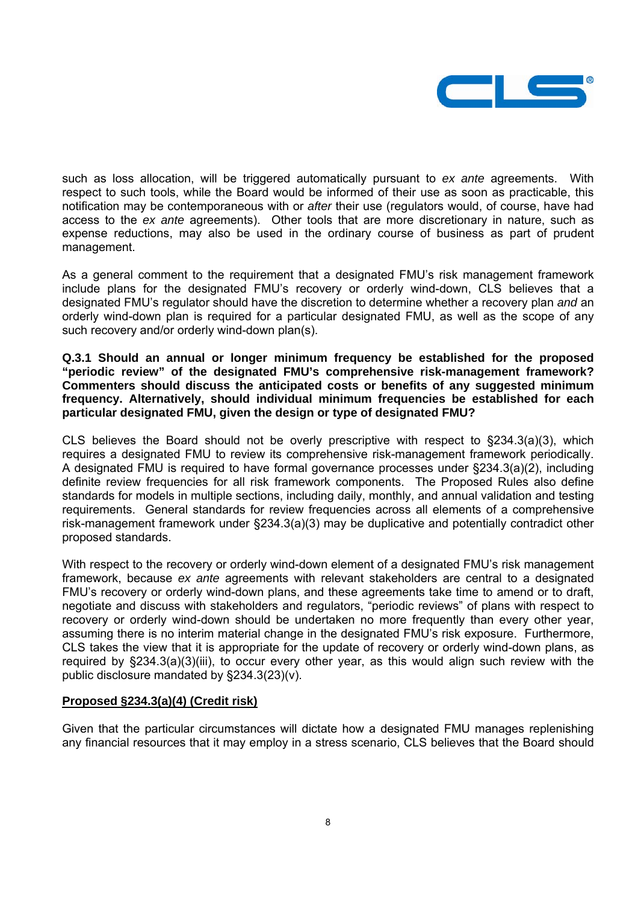such as loss allocation, will be triggered automatically pursuant to *ex ante* agreements. With respect to such tools, while the Board would be informed of their use as soon as practicable, this notification may be contemporaneous with or *after* their use (regulators would, of course, have had access to the *ex ante* agreements). Other tools that are more discretionary in nature, such as expense reductions, may also be used in the ordinary course of business as part of prudent management.

As a general comment to the requirement that a designated FMU's risk management framework include plans for the designated FMU's recovery or orderly wind-down, CLS believes that a designated FMU's regulator should have the discretion to determine whether a recovery plan *and* an orderly wind-down plan is required for a particular designated FMU, as well as the scope of any such recovery and/or orderly wind-down plan(s).

**Q.3.1 Should an annual or longer minimum frequency be established for the proposed "periodic review" of the designated FMU's comprehensive risk-management framework? Commenters should discuss the anticipated costs or benefits of any suggested minimum frequency. Alternatively, should individual minimum frequencies be established for each particular designated FMU, given the design or type of designated FMU?**

CLS believes the Board should not be overly prescriptive with respect to §234.3(a)(3), which requires a designated FMU to review its comprehensive risk-management framework periodically. A designated FMU is required to have formal governance processes under §234.3(a)(2), including definite review frequencies for all risk framework components. The Proposed Rules also define standards for models in multiple sections, including daily, monthly, and annual validation and testing requirements. General standards for review frequencies across all elements of a comprehensive risk-management framework under §234.3(a)(3) may be duplicative and potentially contradict other proposed standards.

With respect to the recovery or orderly wind-down element of a designated FMU's risk management framework, because *ex ante* agreements with relevant stakeholders are central to a designated FMU's recovery or orderly wind-down plans, and these agreements take time to amend or to draft, negotiate and discuss with stakeholders and regulators, "periodic reviews" of plans with respect to recovery or orderly wind-down should be undertaken no more frequently than every other year, assuming there is no interim material change in the designated FMU's risk exposure. Furthermore, CLS takes the view that it is appropriate for the update of recovery or orderly wind-down plans, as required by §234.3(a)(3)(iii), to occur every other year, as this would align such review with the public disclosure mandated by §234.3(23)(v).

**Proposed §234.3(a)(4) (Credit risk)**

Given that the particular circumstances will dictate how a designated FMU manages replenishing any financial resources that it may employ in a stress scenario, CLS believes that the Board should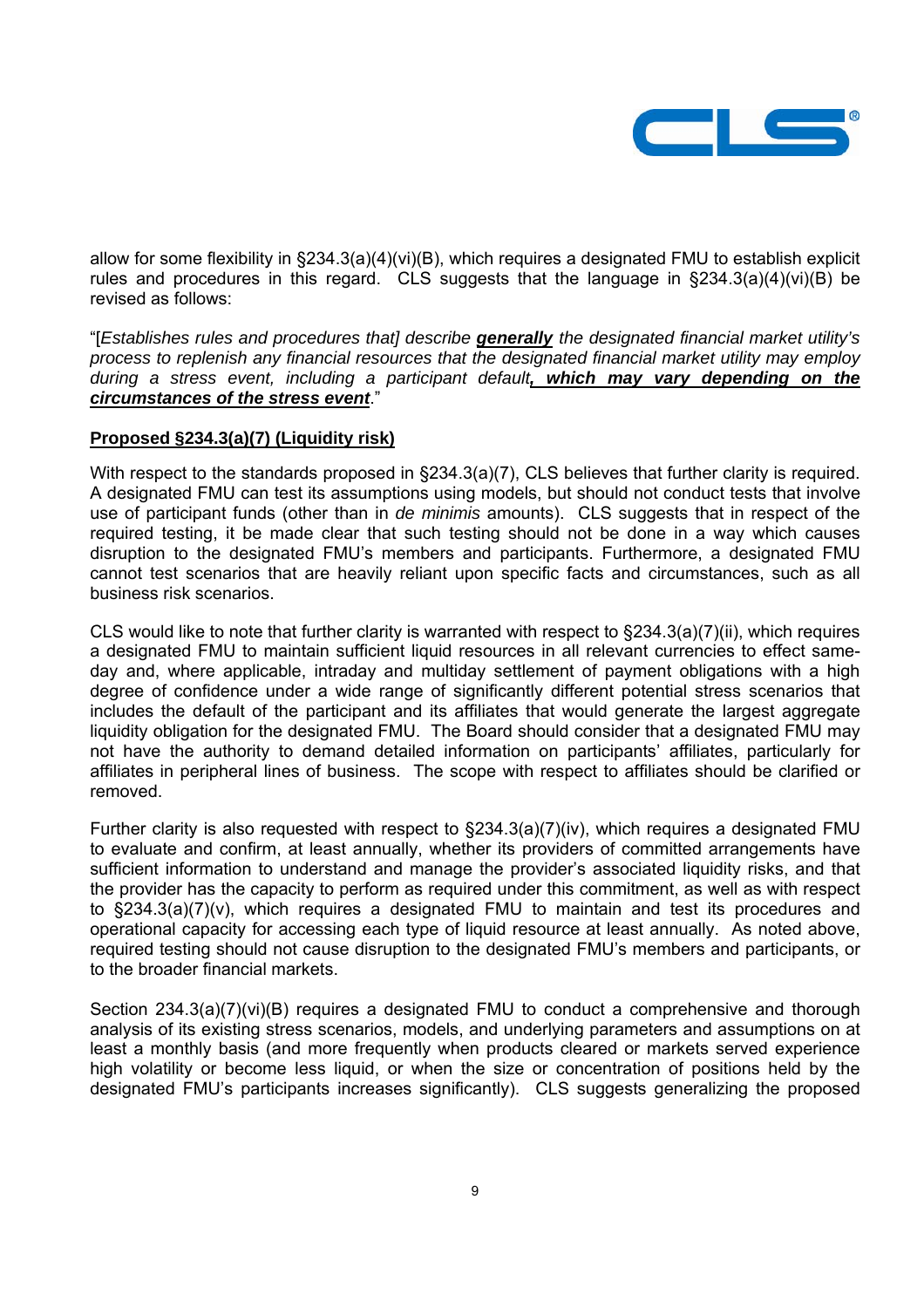allow for some flexibility in §234.3(a)(4)(vi)(B), which requires a designated FMU to establish explicit rules and procedures in this regard. CLS suggests that the language in §234.3(a)(4)(vi)(B) be revised as follows:

"[*Establishes rules and procedures that] describe **generally** the designated financial market utility's process to replenish any financial resources that the designated financial market utility may employ during a stress event, including a participant default**, which may vary depending on the circumstances of the stress event***."

**Proposed §234.3(a)(7) (Liquidity risk)**

With respect to the standards proposed in §234.3(a)(7), CLS believes that further clarity is required. A designated FMU can test its assumptions using models, but should not conduct tests that involve use of participant funds (other than in *de minimis* amounts). CLS suggests that in respect of the required testing, it be made clear that such testing should not be done in a way which causes disruption to the designated FMU's members and participants. Furthermore, a designated FMU cannot test scenarios that are heavily reliant upon specific facts and circumstances, such as all business risk scenarios.

CLS would like to note that further clarity is warranted with respect to §234.3(a)(7)(ii), which requires a designated FMU to maintain sufficient liquid resources in all relevant currencies to effect same-day and, where applicable, intraday and multiday settlement of payment obligations with a high degree of confidence under a wide range of significantly different potential stress scenarios that includes the default of the participant and its affiliates that would generate the largest aggregate liquidity obligation for the designated FMU. The Board should consider that a designated FMU may not have the authority to demand detailed information on participants' affiliates, particularly for affiliates in peripheral lines of business. The scope with respect to affiliates should be clarified or removed.

Further clarity is also requested with respect to §234.3(a)(7)(iv), which requires a designated FMU to evaluate and confirm, at least annually, whether its providers of committed arrangements have sufficient information to understand and manage the provider's associated liquidity risks, and that the provider has the capacity to perform as required under this commitment, as well as with respect to §234.3(a)(7)(v), which requires a designated FMU to maintain and test its procedures and operational capacity for accessing each type of liquid resource at least annually. As noted above, required testing should not cause disruption to the designated FMU's members and participants, or to the broader financial markets.

Section 234.3(a)(7)(vi)(B) requires a designated FMU to conduct a comprehensive and thorough analysis of its existing stress scenarios, models, and underlying parameters and assumptions on at least a monthly basis (and more frequently when products cleared or markets served experience high volatility or become less liquid, or when the size or concentration of positions held by the designated FMU's participants increases significantly). CLS suggests generalizing the proposed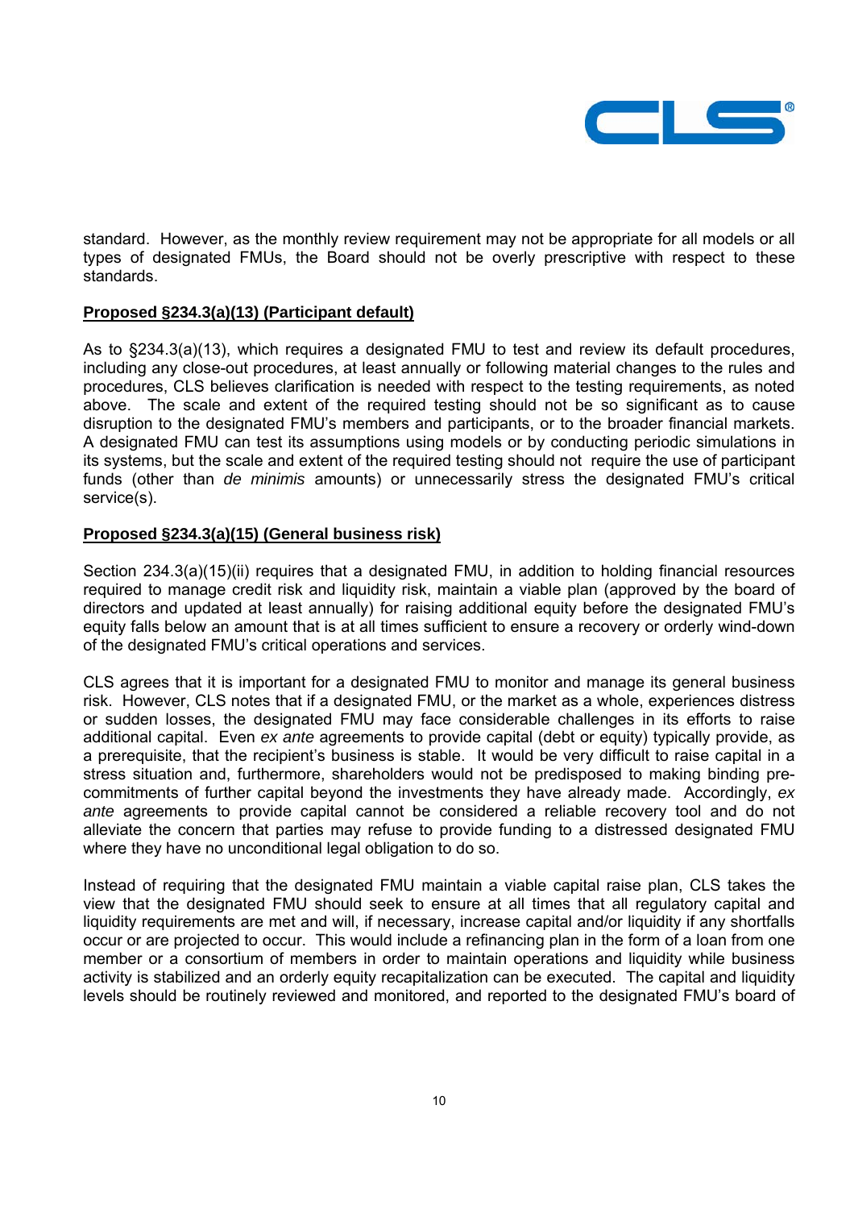standard. However, as the monthly review requirement may not be appropriate for all models or all types of designated FMUs, the Board should not be overly prescriptive with respect to these standards.

**<u>Proposed §234.3(a)(13) (Participant default)</u>**

As to §234.3(a)(13), which requires a designated FMU to test and review its default procedures, including any close-out procedures, at least annually or following material changes to the rules and procedures, CLS believes clarification is needed with respect to the testing requirements, as noted above. The scale and extent of the required testing should not be so significant as to cause disruption to the designated FMU's members and participants, or to the broader financial markets. A designated FMU can test its assumptions using models or by conducting periodic simulations in its systems, but the scale and extent of the required testing should not require the use of participant funds (other than *de minimis* amounts) or unnecessarily stress the designated FMU's critical service(s).

**<u>Proposed §234.3(a)(15) (General business risk)</u>**

Section 234.3(a)(15)(ii) requires that a designated FMU, in addition to holding financial resources required to manage credit risk and liquidity risk, maintain a viable plan (approved by the board of directors and updated at least annually) for raising additional equity before the designated FMU's equity falls below an amount that is at all times sufficient to ensure a recovery or orderly wind-down of the designated FMU's critical operations and services.

CLS agrees that it is important for a designated FMU to monitor and manage its general business risk. However, CLS notes that if a designated FMU, or the market as a whole, experiences distress or sudden losses, the designated FMU may face considerable challenges in its efforts to raise additional capital. Even *ex ante* agreements to provide capital (debt or equity) typically provide, as a prerequisite, that the recipient's business is stable. It would be very difficult to raise capital in a stress situation and, furthermore, shareholders would not be predisposed to making binding pre-commitments of further capital beyond the investments they have already made. Accordingly, *ex ante* agreements to provide capital cannot be considered a reliable recovery tool and do not alleviate the concern that parties may refuse to provide funding to a distressed designated FMU where they have no unconditional legal obligation to do so.

Instead of requiring that the designated FMU maintain a viable capital raise plan, CLS takes the view that the designated FMU should seek to ensure at all times that all regulatory capital and liquidity requirements are met and will, if necessary, increase capital and/or liquidity if any shortfalls occur or are projected to occur. This would include a refinancing plan in the form of a loan from one member or a consortium of members in order to maintain operations and liquidity while business activity is stabilized and an orderly equity recapitalization can be executed. The capital and liquidity levels should be routinely reviewed and monitored, and reported to the designated FMU's board of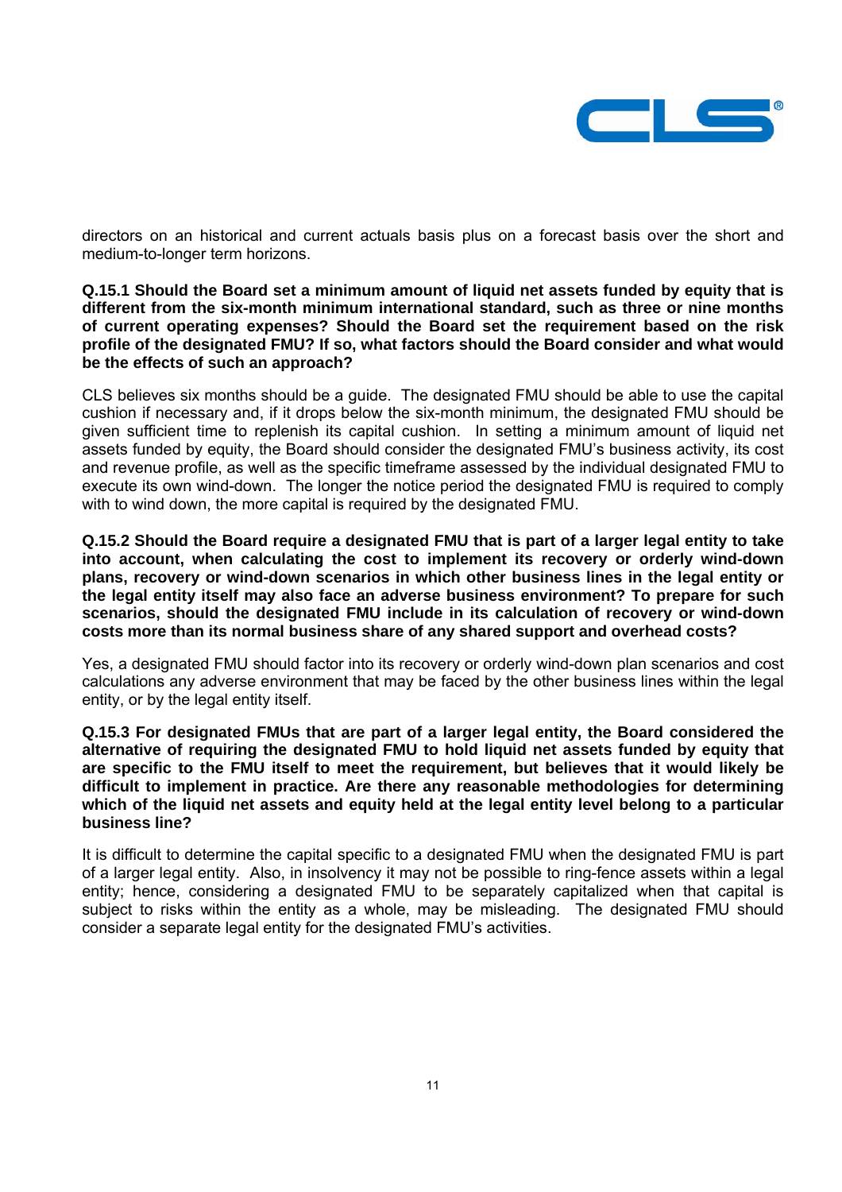directors on an historical and current actuals basis plus on a forecast basis over the short and medium-to-longer term horizons.

**Q.15.1 Should the Board set a minimum amount of liquid net assets funded by equity that is different from the six-month minimum international standard, such as three or nine months of current operating expenses? Should the Board set the requirement based on the risk profile of the designated FMU? If so, what factors should the Board consider and what would be the effects of such an approach?**

CLS believes six months should be a guide. The designated FMU should be able to use the capital cushion if necessary and, if it drops below the six-month minimum, the designated FMU should be given sufficient time to replenish its capital cushion. In setting a minimum amount of liquid net assets funded by equity, the Board should consider the designated FMU's business activity, its cost and revenue profile, as well as the specific timeframe assessed by the individual designated FMU to execute its own wind-down. The longer the notice period the designated FMU is required to comply with to wind down, the more capital is required by the designated FMU.

**Q.15.2 Should the Board require a designated FMU that is part of a larger legal entity to take into account, when calculating the cost to implement its recovery or orderly wind-down plans, recovery or wind-down scenarios in which other business lines in the legal entity or the legal entity itself may also face an adverse business environment? To prepare for such scenarios, should the designated FMU include in its calculation of recovery or wind-down costs more than its normal business share of any shared support and overhead costs?**

Yes, a designated FMU should factor into its recovery or orderly wind-down plan scenarios and cost calculations any adverse environment that may be faced by the other business lines within the legal entity, or by the legal entity itself.

**Q.15.3 For designated FMUs that are part of a larger legal entity, the Board considered the alternative of requiring the designated FMU to hold liquid net assets funded by equity that are specific to the FMU itself to meet the requirement, but believes that it would likely be difficult to implement in practice. Are there any reasonable methodologies for determining which of the liquid net assets and equity held at the legal entity level belong to a particular business line?**

It is difficult to determine the capital specific to a designated FMU when the designated FMU is part of a larger legal entity. Also, in insolvency it may not be possible to ring-fence assets within a legal entity; hence, considering a designated FMU to be separately capitalized when that capital is subject to risks within the entity as a whole, may be misleading. The designated FMU should consider a separate legal entity for the designated FMU's activities.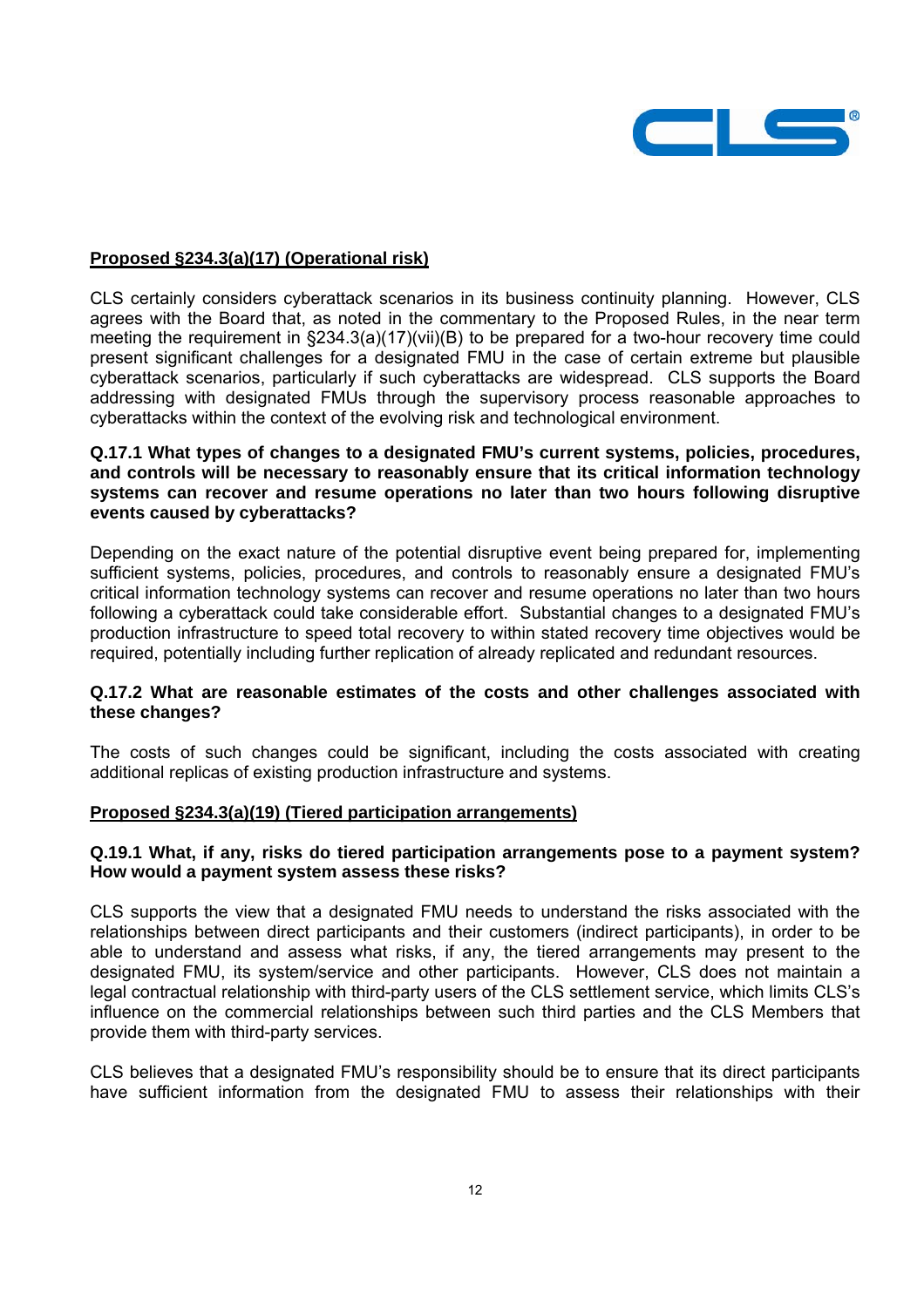**Proposed §234.3(a)(17) (Operational risk)**

CLS certainly considers cyberattack scenarios in its business continuity planning. However, CLS agrees with the Board that, as noted in the commentary to the Proposed Rules, in the near term meeting the requirement in §234.3(a)(17)(vii)(B) to be prepared for a two-hour recovery time could present significant challenges for a designated FMU in the case of certain extreme but plausible cyberattack scenarios, particularly if such cyberattacks are widespread. CLS supports the Board addressing with designated FMUs through the supervisory process reasonable approaches to cyberattacks within the context of the evolving risk and technological environment.

**Q.17.1 What types of changes to a designated FMU's current systems, policies, procedures, and controls will be necessary to reasonably ensure that its critical information technology systems can recover and resume operations no later than two hours following disruptive events caused by cyberattacks?**

Depending on the exact nature of the potential disruptive event being prepared for, implementing sufficient systems, policies, procedures, and controls to reasonably ensure a designated FMU's critical information technology systems can recover and resume operations no later than two hours following a cyberattack could take considerable effort. Substantial changes to a designated FMU's production infrastructure to speed total recovery to within stated recovery time objectives would be required, potentially including further replication of already replicated and redundant resources.

**Q.17.2 What are reasonable estimates of the costs and other challenges associated with these changes?**

The costs of such changes could be significant, including the costs associated with creating additional replicas of existing production infrastructure and systems.

**Proposed §234.3(a)(19) (Tiered participation arrangements)**

**Q.19.1 What, if any, risks do tiered participation arrangements pose to a payment system? How would a payment system assess these risks?**

CLS supports the view that a designated FMU needs to understand the risks associated with the relationships between direct participants and their customers (indirect participants), in order to be able to understand and assess what risks, if any, the tiered arrangements may present to the designated FMU, its system/service and other participants. However, CLS does not maintain a legal contractual relationship with third-party users of the CLS settlement service, which limits CLS's influence on the commercial relationships between such third parties and the CLS Members that provide them with third-party services.

CLS believes that a designated FMU's responsibility should be to ensure that its direct participants have sufficient information from the designated FMU to assess their relationships with their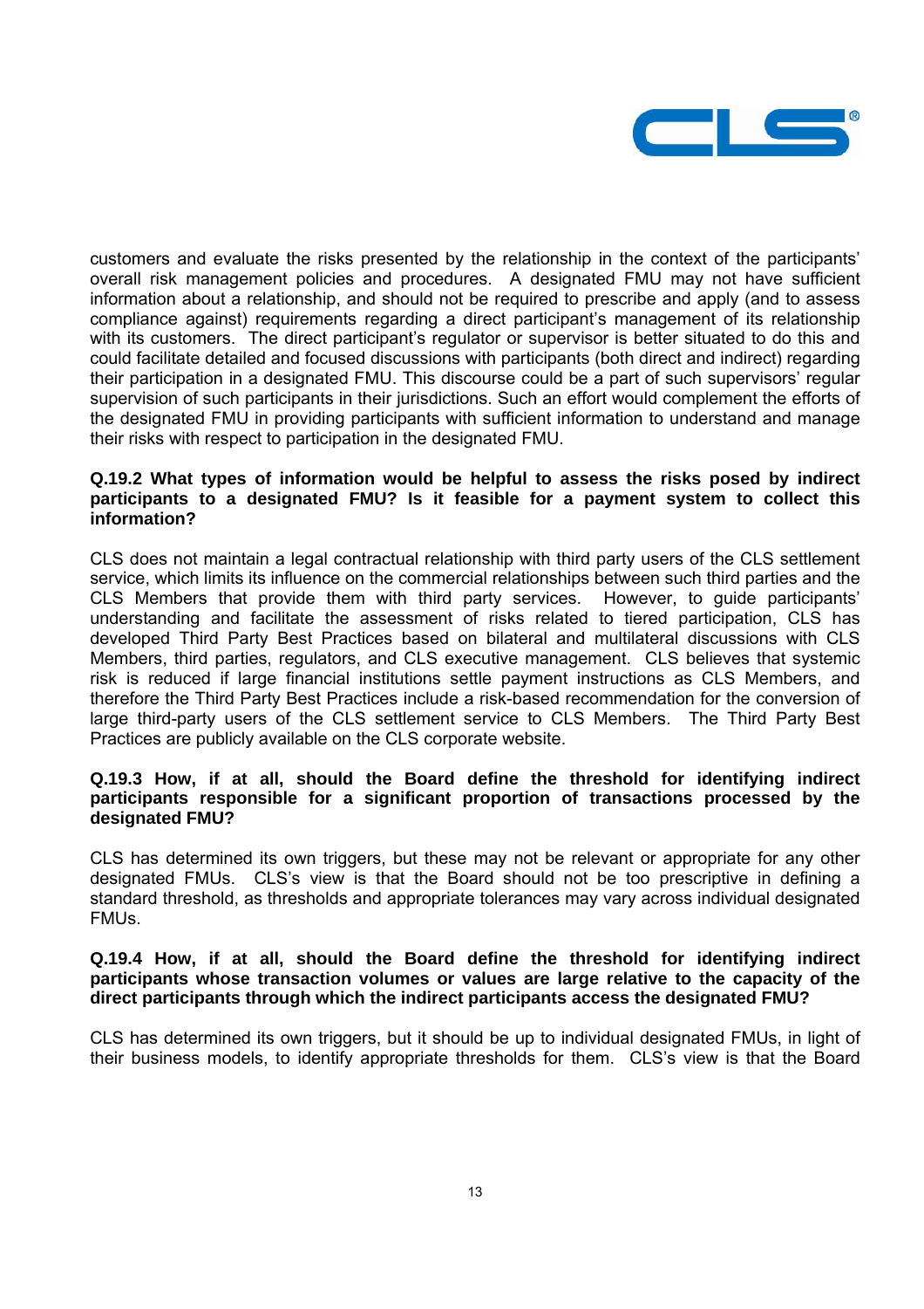customers and evaluate the risks presented by the relationship in the context of the participants' overall risk management policies and procedures. A designated FMU may not have sufficient information about a relationship, and should not be required to prescribe and apply (and to assess compliance against) requirements regarding a direct participant's management of its relationship with its customers. The direct participant's regulator or supervisor is better situated to do this and could facilitate detailed and focused discussions with participants (both direct and indirect) regarding their participation in a designated FMU. This discourse could be a part of such supervisors' regular supervision of such participants in their jurisdictions. Such an effort would complement the efforts of the designated FMU in providing participants with sufficient information to understand and manage their risks with respect to participation in the designated FMU.

**Q.19.2 What types of information would be helpful to assess the risks posed by indirect participants to a designated FMU? Is it feasible for a payment system to collect this information?**

CLS does not maintain a legal contractual relationship with third party users of the CLS settlement service, which limits its influence on the commercial relationships between such third parties and the CLS Members that provide them with third party services. However, to guide participants' understanding and facilitate the assessment of risks related to tiered participation, CLS has developed Third Party Best Practices based on bilateral and multilateral discussions with CLS Members, third parties, regulators, and CLS executive management. CLS believes that systemic risk is reduced if large financial institutions settle payment instructions as CLS Members, and therefore the Third Party Best Practices include a risk-based recommendation for the conversion of large third-party users of the CLS settlement service to CLS Members. The Third Party Best Practices are publicly available on the CLS corporate website.

**Q.19.3 How, if at all, should the Board define the threshold for identifying indirect participants responsible for a significant proportion of transactions processed by the designated FMU?**

CLS has determined its own triggers, but these may not be relevant or appropriate for any other designated FMUs. CLS's view is that the Board should not be too prescriptive in defining a standard threshold, as thresholds and appropriate tolerances may vary across individual designated FMUs.

**Q.19.4 How, if at all, should the Board define the threshold for identifying indirect participants whose transaction volumes or values are large relative to the capacity of the direct participants through which the indirect participants access the designated FMU?**

CLS has determined its own triggers, but it should be up to individual designated FMUs, in light of their business models, to identify appropriate thresholds for them. CLS's view is that the Board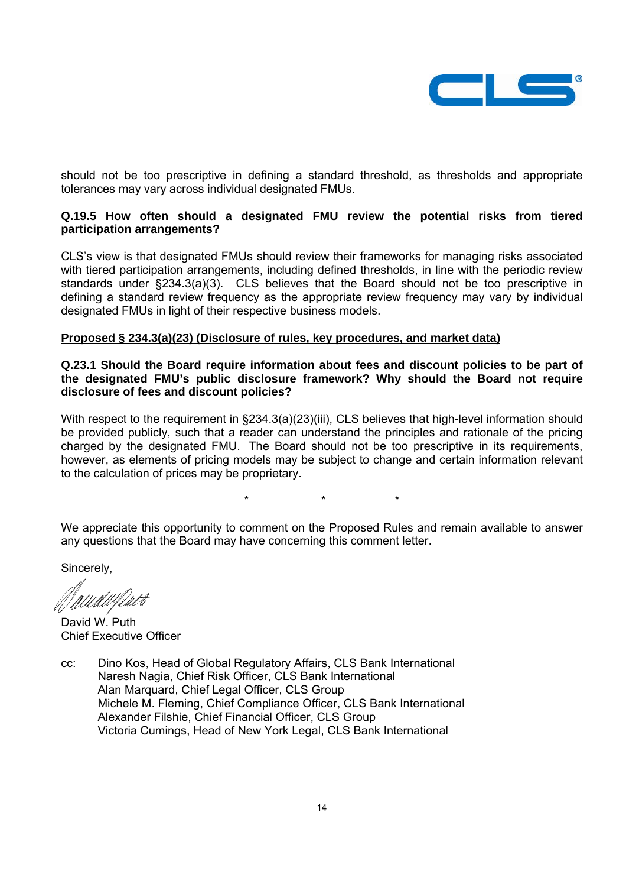should not be too prescriptive in defining a standard threshold, as thresholds and appropriate tolerances may vary across individual designated FMUs.

**Q.19.5 How often should a designated FMU review the potential risks from tiered participation arrangements?**

CLS's view is that designated FMUs should review their frameworks for managing risks associated with tiered participation arrangements, including defined thresholds, in line with the periodic review standards under §234.3(a)(3). CLS believes that the Board should not be too prescriptive in defining a standard review frequency as the appropriate review frequency may vary by individual designated FMUs in light of their respective business models.

**<u>Proposed § 234.3(a)(23) (Disclosure of rules, key procedures, and market data)</u>**

**Q.23.1 Should the Board require information about fees and discount policies to be part of the designated FMU's public disclosure framework? Why should the Board not require disclosure of fees and discount policies?**

With respect to the requirement in §234.3(a)(23)(iii), CLS believes that high-level information should be provided publicly, such that a reader can understand the principles and rationale of the pricing charged by the designated FMU. The Board should not be too prescriptive in its requirements, however, as elements of pricing models may be subject to change and certain information relevant to the calculation of prices may be proprietary.

\* \* \*

We appreciate this opportunity to comment on the Proposed Rules and remain available to answer any questions that the Board may have concerning this comment letter.

Sincerely,

David W. Puth
Chief Executive Officer

cc: Dino Kos, Head of Global Regulatory Affairs, CLS Bank International
Naresh Nagia, Chief Risk Officer, CLS Bank International
Alan Marquard, Chief Legal Officer, CLS Group
Michele M. Fleming, Chief Compliance Officer, CLS Bank International
Alexander Filshie, Chief Financial Officer, CLS Group
Victoria Cumings, Head of New York Legal, CLS Bank International